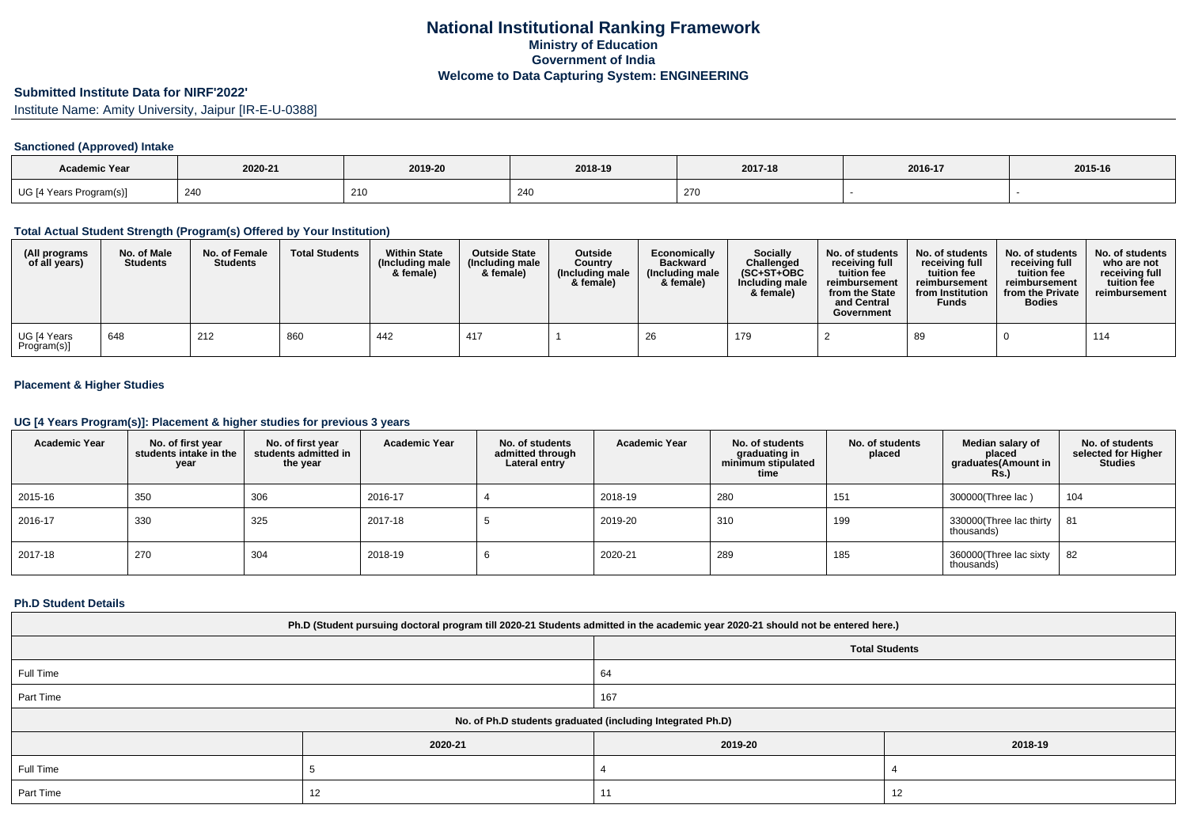# National Institutional Ranking Framework
## Ministry of Education
## Government of India
## Welcome to Data Capturing System: ENGINEERING

### Submitted Institute Data for NIRF'2022'

Institute Name: Amity University, Jaipur [IR-E-U-0388]

#### Sanctioned (Approved) Intake

| Academic Year | 2020-21 | 2019-20 | 2018-19 | 2017-18 | 2016-17 | 2015-16 |
|---|---|---|---|---|---|---|
| UG [4 Years Program(s)] | 240 | 210 | 240 | 270 | - | - |

#### Total Actual Student Strength (Program(s) Offered by Your Institution)

| (All programs of all years) | No. of Male Students | No. of Female Students | Total Students | Within State (Including male & female) | Outside State (Including male & female) | Outside Country (Including male & female) | Economically Backward (Including male & female) | Socially Challenged (SC+ST+OBC Including male & female) | No. of students receiving full tuition fee reimbursement from the State and Central Government | No. of students receiving full tuition fee reimbursement from Institution Funds | No. of students receiving full tuition fee reimbursement from the Private Bodies | No. of students who are not receiving full tuition fee reimbursement |
|---|---|---|---|---|---|---|---|---|---|---|---|---|
| UG [4 Years Program(s)] | 648 | 212 | 860 | 442 | 417 | 1 | 26 | 179 | 2 | 89 | 0 | 114 |

#### Placement & Higher Studies

#### UG [4 Years Program(s)]: Placement & higher studies for previous 3 years

| Academic Year | No. of first year students intake in the year | No. of first year students admitted in the year | Academic Year | No. of students admitted through Lateral entry | Academic Year | No. of students graduating in minimum stipulated time | No. of students placed | Median salary of placed graduates(Amount in Rs.) | No. of students selected for Higher Studies |
|---|---|---|---|---|---|---|---|---|---|
| 2015-16 | 350 | 306 | 2016-17 | 4 | 2018-19 | 280 | 151 | 300000(Three lac ) | 104 |
| 2016-17 | 330 | 325 | 2017-18 | 5 | 2019-20 | 310 | 199 | 330000(Three lac thirty thousands) | 81 |
| 2017-18 | 270 | 304 | 2018-19 | 6 | 2020-21 | 289 | 185 | 360000(Three lac sixty thousands) | 82 |

#### Ph.D Student Details

| Ph.D (Student pursuing doctoral program till 2020-21 Students admitted in the academic year 2020-21 should not be entered here.) | |
|---|---|
| | Total Students |
| Full Time | 64 |
| Part Time | 167 |

| No. of Ph.D students graduated (including Integrated Ph.D) | | | |
|---|---|---|---|
| | 2020-21 | 2019-20 | 2018-19 |
| Full Time | 5 | 4 | 4 |
| Part Time | 12 | 11 | 12 |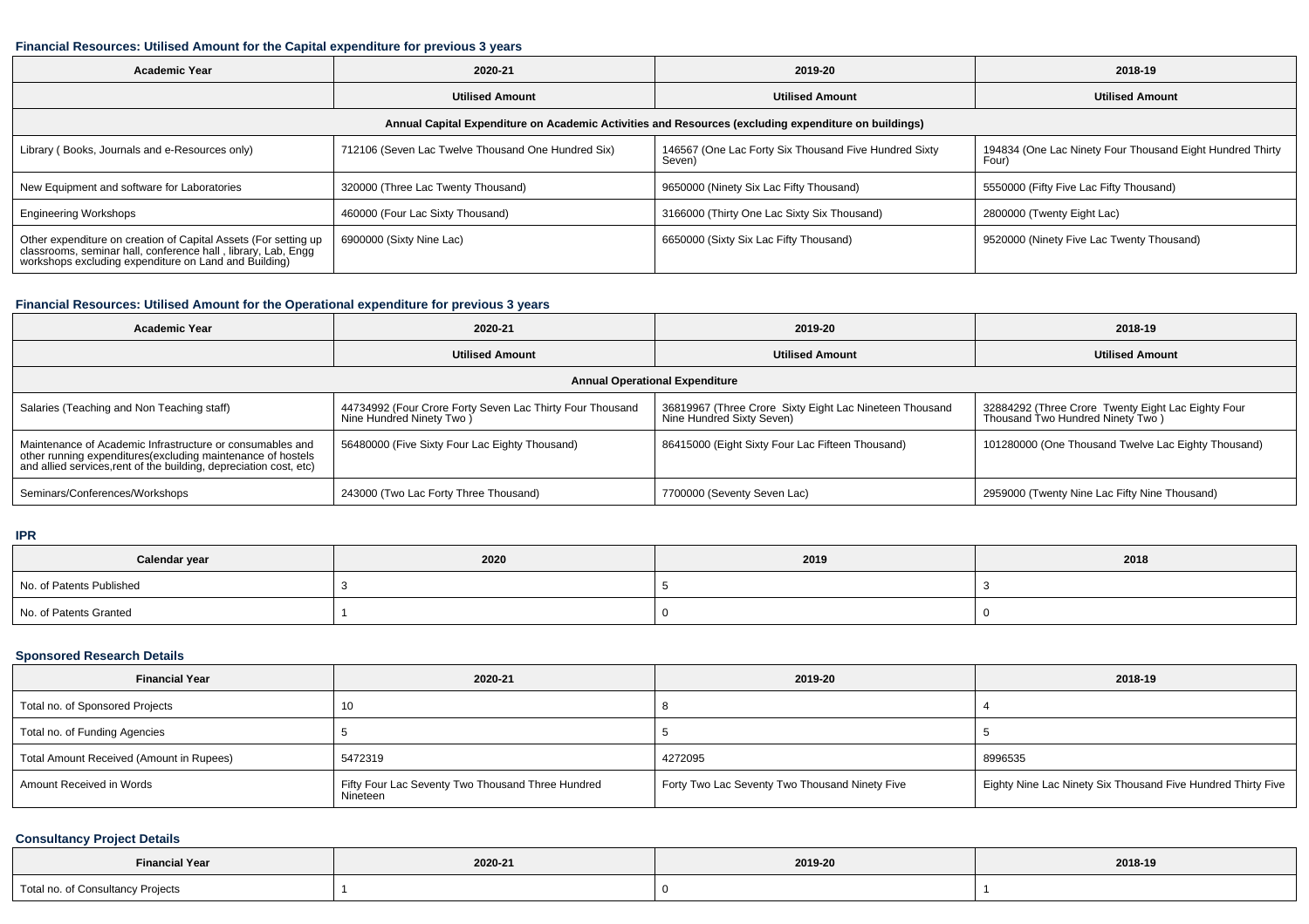### Financial Resources: Utilised Amount for the Capital expenditure for previous 3 years

| Academic Year | 2020-21 | 2019-20 | 2018-19 |
|---|---|---|---|
| | Utilised Amount | Utilised Amount | Utilised Amount |
| Annual Capital Expenditure on Academic Activities and Resources (excluding expenditure on buildings) | | | |
| Library ( Books, Journals and e-Resources only) | 712106 (Seven Lac Twelve Thousand One Hundred Six) | 146567 (One Lac Forty Six Thousand Five Hundred Sixty Seven) | 194834 (One Lac Ninety Four Thousand Eight Hundred Thirty Four) |
| New Equipment and software for Laboratories | 320000 (Three Lac Twenty Thousand) | 9650000 (Ninety Six Lac Fifty Thousand) | 5550000 (Fifty Five Lac Fifty Thousand) |
| Engineering Workshops | 460000 (Four Lac Sixty Thousand) | 3166000 (Thirty One Lac Sixty Six Thousand) | 2800000 (Twenty Eight Lac) |
| Other expenditure on creation of Capital Assets (For setting up classrooms, seminar hall, conference hall , library, Lab, Engg workshops excluding expenditure on Land and Building) | 6900000 (Sixty Nine Lac) | 6650000 (Sixty Six Lac Fifty Thousand) | 9520000 (Ninety Five Lac Twenty Thousand) |

### Financial Resources: Utilised Amount for the Operational expenditure for previous 3 years

| Academic Year | 2020-21 | 2019-20 | 2018-19 |
|---|---|---|---|
| | Utilised Amount | Utilised Amount | Utilised Amount |
| Annual Operational Expenditure | | | |
| Salaries (Teaching and Non Teaching staff) | 44734992 (Four Crore Forty Seven Lac Thirty Four Thousand Nine Hundred Ninety Two ) | 36819967 (Three Crore Sixty Eight Lac Nineteen Thousand Nine Hundred Sixty Seven) | 32884292 (Three Crore Twenty Eight Lac Eighty Four Thousand Two Hundred Ninety Two ) |
| Maintenance of Academic Infrastructure or consumables and other running expenditures(excluding maintenance of hostels and allied services,rent of the building, depreciation cost, etc) | 56480000 (Five Sixty Four Lac Eighty Thousand) | 86415000 (Eight Sixty Four Lac Fifteen Thousand) | 101280000 (One Thousand Twelve Lac Eighty Thousand) |
| Seminars/Conferences/Workshops | 243000 (Two Lac Forty Three Thousand) | 7700000 (Seventy Seven Lac) | 2959000 (Twenty Nine Lac Fifty Nine Thousand) |

### IPR

| Calendar year | 2020 | 2019 | 2018 |
|---|---|---|---|
| No. of Patents Published | 3 | 5 | 3 |
| No. of Patents Granted | 1 | 0 | 0 |

### Sponsored Research Details

| Financial Year | 2020-21 | 2019-20 | 2018-19 |
|---|---|---|---|
| Total no. of Sponsored Projects | 10 | 8 | 4 |
| Total no. of Funding Agencies | 5 | 5 | 5 |
| Total Amount Received (Amount in Rupees) | 5472319 | 4272095 | 8996535 |
| Amount Received in Words | Fifty Four Lac Seventy Two Thousand Three Hundred Nineteen | Forty Two Lac Seventy Two Thousand Ninety Five | Eighty Nine Lac Ninety Six Thousand Five Hundred Thirty Five |

### Consultancy Project Details

| Financial Year | 2020-21 | 2019-20 | 2018-19 |
|---|---|---|---|
| Total no. of Consultancy Projects | 1 | 0 | 1 |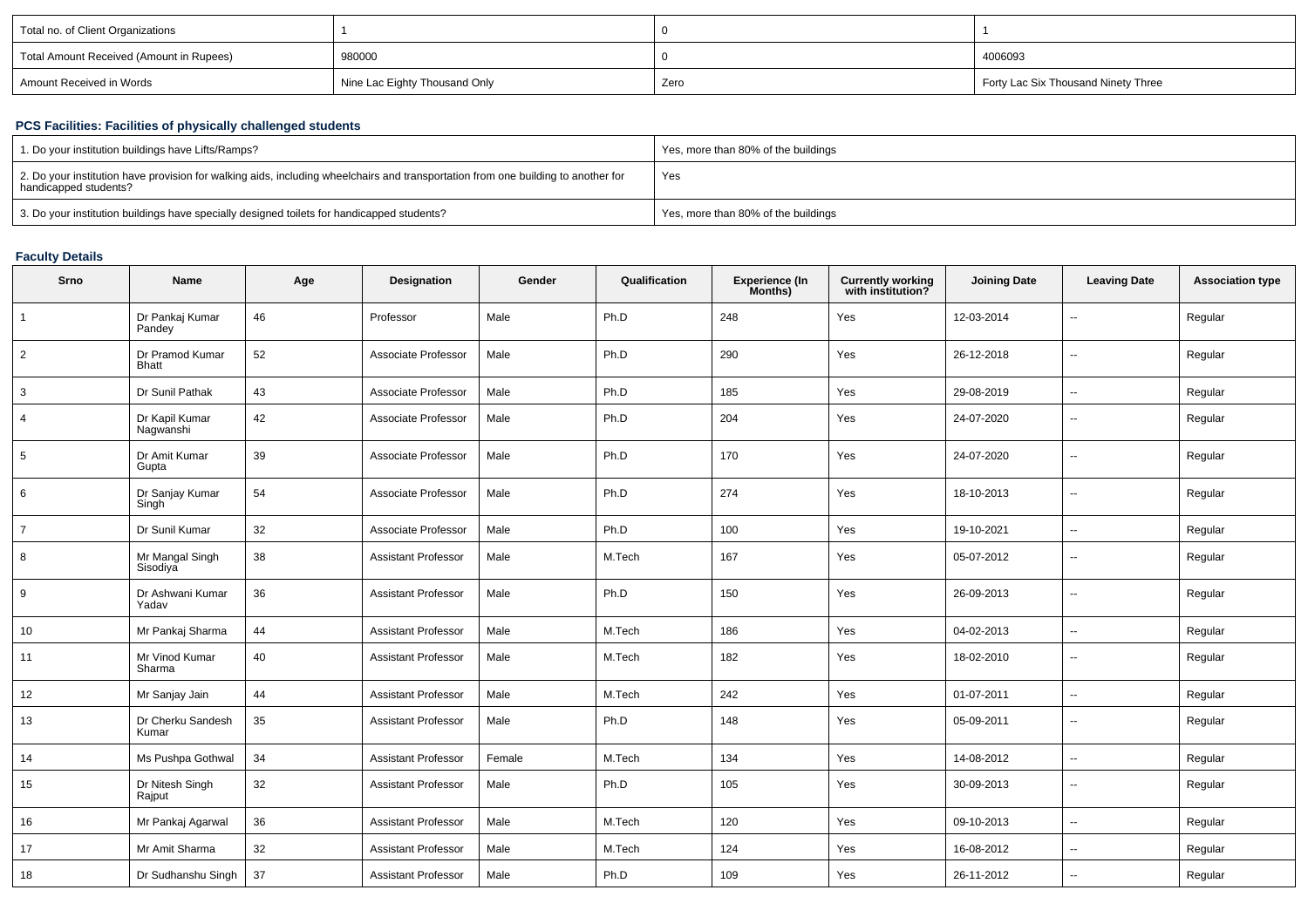| Total no. of Client Organizations | 1 | 0 | 1 |
|---|---|---|---|
| Total Amount Received (Amount in Rupees) | 980000 | 0 | 4006093 |
| Amount Received in Words | Nine Lac Eighty Thousand Only | Zero | Forty Lac Six Thousand Ninety Three |

## PCS Facilities: Facilities of physically challenged students

| 1. Do your institution buildings have Lifts/Ramps? | Yes, more than 80% of the buildings |
|---|---|
| 2. Do your institution have provision for walking aids, including wheelchairs and transportation from one building to another for handicapped students? | Yes |
| 3. Do your institution buildings have specially designed toilets for handicapped students? | Yes, more than 80% of the buildings |

## Faculty Details

| Srno | Name | Age | Designation | Gender | Qualification | Experience (In Months) | Currently working with institution? | Joining Date | Leaving Date | Association type |
|---|---|---|---|---|---|---|---|---|---|---|
| 1 | Dr Pankaj Kumar Pandey | 46 | Professor | Male | Ph.D | 248 | Yes | 12-03-2014 | -- | Regular |
| 2 | Dr Pramod Kumar Bhatt | 52 | Associate Professor | Male | Ph.D | 290 | Yes | 26-12-2018 | -- | Regular |
| 3 | Dr Sunil Pathak | 43 | Associate Professor | Male | Ph.D | 185 | Yes | 29-08-2019 | -- | Regular |
| 4 | Dr Kapil Kumar Nagwanshi | 42 | Associate Professor | Male | Ph.D | 204 | Yes | 24-07-2020 | -- | Regular |
| 5 | Dr Amit Kumar Gupta | 39 | Associate Professor | Male | Ph.D | 170 | Yes | 24-07-2020 | -- | Regular |
| 6 | Dr Sanjay Kumar Singh | 54 | Associate Professor | Male | Ph.D | 274 | Yes | 18-10-2013 | -- | Regular |
| 7 | Dr Sunil Kumar | 32 | Associate Professor | Male | Ph.D | 100 | Yes | 19-10-2021 | -- | Regular |
| 8 | Mr Mangal Singh Sisodiya | 38 | Assistant Professor | Male | M.Tech | 167 | Yes | 05-07-2012 | -- | Regular |
| 9 | Dr Ashwani Kumar Yadav | 36 | Assistant Professor | Male | Ph.D | 150 | Yes | 26-09-2013 | -- | Regular |
| 10 | Mr Pankaj Sharma | 44 | Assistant Professor | Male | M.Tech | 186 | Yes | 04-02-2013 | -- | Regular |
| 11 | Mr Vinod Kumar Sharma | 40 | Assistant Professor | Male | M.Tech | 182 | Yes | 18-02-2010 | -- | Regular |
| 12 | Mr Sanjay Jain | 44 | Assistant Professor | Male | M.Tech | 242 | Yes | 01-07-2011 | -- | Regular |
| 13 | Dr Cherku Sandesh Kumar | 35 | Assistant Professor | Male | Ph.D | 148 | Yes | 05-09-2011 | -- | Regular |
| 14 | Ms Pushpa Gothwal | 34 | Assistant Professor | Female | M.Tech | 134 | Yes | 14-08-2012 | -- | Regular |
| 15 | Dr Nitesh Singh Rajput | 32 | Assistant Professor | Male | Ph.D | 105 | Yes | 30-09-2013 | -- | Regular |
| 16 | Mr Pankaj Agarwal | 36 | Assistant Professor | Male | M.Tech | 120 | Yes | 09-10-2013 | -- | Regular |
| 17 | Mr Amit Sharma | 32 | Assistant Professor | Male | M.Tech | 124 | Yes | 16-08-2012 | -- | Regular |
| 18 | Dr Sudhanshu Singh | 37 | Assistant Professor | Male | Ph.D | 109 | Yes | 26-11-2012 | -- | Regular |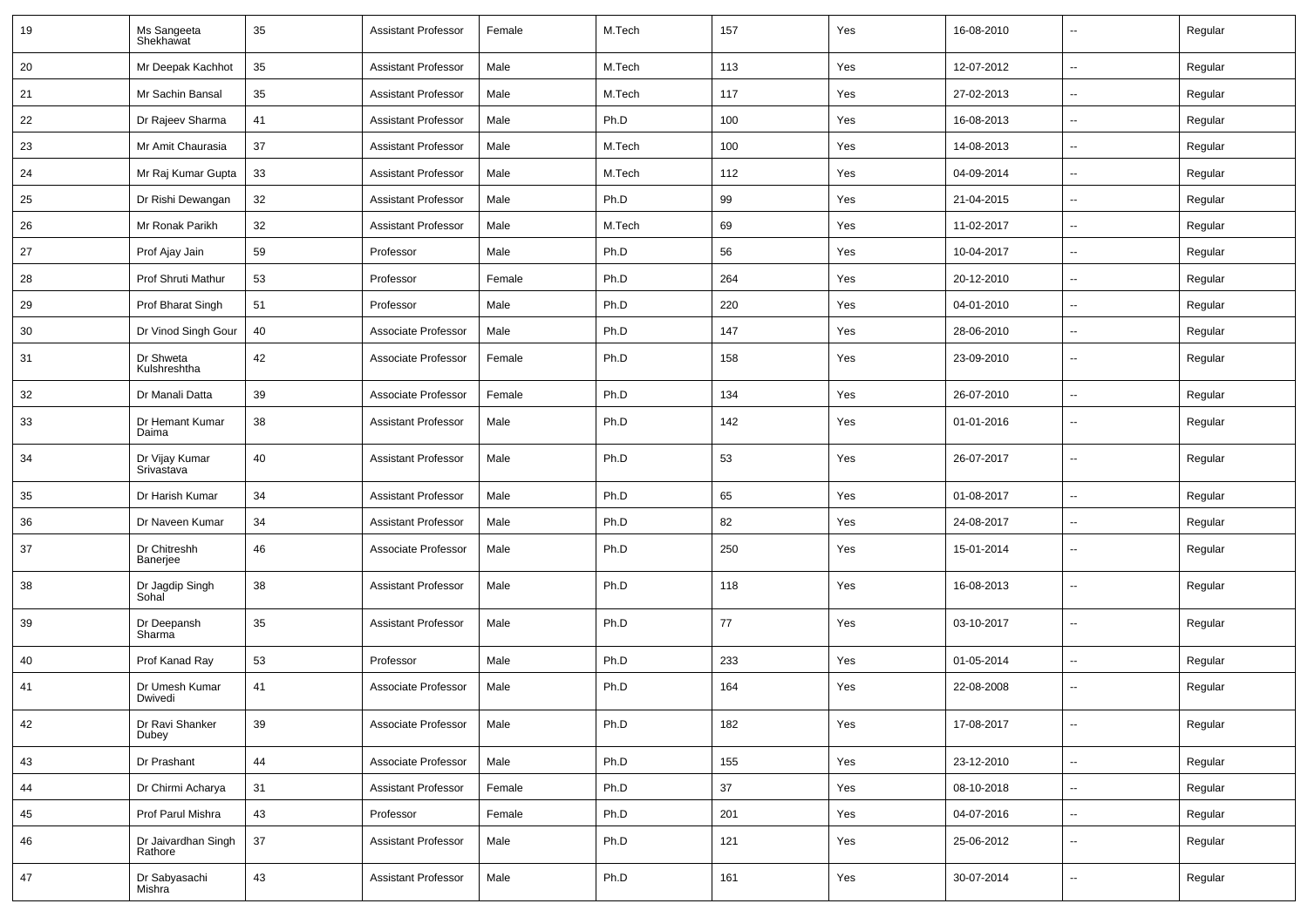| 19 | Ms Sangeeta Shekhawat | 35 | Assistant Professor | Female | M.Tech | 157 | Yes | 16-08-2010 | -- | Regular |
|---|---|---|---|---|---|---|---|---|---|---|
| 20 | Mr Deepak Kachhot | 35 | Assistant Professor | Male | M.Tech | 113 | Yes | 12-07-2012 | -- | Regular |
| 21 | Mr Sachin Bansal | 35 | Assistant Professor | Male | M.Tech | 117 | Yes | 27-02-2013 | -- | Regular |
| 22 | Dr Rajeev Sharma | 41 | Assistant Professor | Male | Ph.D | 100 | Yes | 16-08-2013 | -- | Regular |
| 23 | Mr Amit Chaurasia | 37 | Assistant Professor | Male | M.Tech | 100 | Yes | 14-08-2013 | -- | Regular |
| 24 | Mr Raj Kumar Gupta | 33 | Assistant Professor | Male | M.Tech | 112 | Yes | 04-09-2014 | -- | Regular |
| 25 | Dr Rishi Dewangan | 32 | Assistant Professor | Male | Ph.D | 99 | Yes | 21-04-2015 | -- | Regular |
| 26 | Mr Ronak Parikh | 32 | Assistant Professor | Male | M.Tech | 69 | Yes | 11-02-2017 | -- | Regular |
| 27 | Prof Ajay Jain | 59 | Professor | Male | Ph.D | 56 | Yes | 10-04-2017 | -- | Regular |
| 28 | Prof Shruti Mathur | 53 | Professor | Female | Ph.D | 264 | Yes | 20-12-2010 | -- | Regular |
| 29 | Prof Bharat Singh | 51 | Professor | Male | Ph.D | 220 | Yes | 04-01-2010 | -- | Regular |
| 30 | Dr Vinod Singh Gour | 40 | Associate Professor | Male | Ph.D | 147 | Yes | 28-06-2010 | -- | Regular |
| 31 | Dr Shweta Kulshreshtha | 42 | Associate Professor | Female | Ph.D | 158 | Yes | 23-09-2010 | -- | Regular |
| 32 | Dr Manali Datta | 39 | Associate Professor | Female | Ph.D | 134 | Yes | 26-07-2010 | -- | Regular |
| 33 | Dr Hemant Kumar Daima | 38 | Assistant Professor | Male | Ph.D | 142 | Yes | 01-01-2016 | -- | Regular |
| 34 | Dr Vijay Kumar Srivastava | 40 | Assistant Professor | Male | Ph.D | 53 | Yes | 26-07-2017 | -- | Regular |
| 35 | Dr Harish Kumar | 34 | Assistant Professor | Male | Ph.D | 65 | Yes | 01-08-2017 | -- | Regular |
| 36 | Dr Naveen Kumar | 34 | Assistant Professor | Male | Ph.D | 82 | Yes | 24-08-2017 | -- | Regular |
| 37 | Dr Chitreshh Banerjee | 46 | Associate Professor | Male | Ph.D | 250 | Yes | 15-01-2014 | -- | Regular |
| 38 | Dr Jagdip Singh Sohal | 38 | Assistant Professor | Male | Ph.D | 118 | Yes | 16-08-2013 | -- | Regular |
| 39 | Dr Deepansh Sharma | 35 | Assistant Professor | Male | Ph.D | 77 | Yes | 03-10-2017 | -- | Regular |
| 40 | Prof Kanad Ray | 53 | Professor | Male | Ph.D | 233 | Yes | 01-05-2014 | -- | Regular |
| 41 | Dr Umesh Kumar Dwivedi | 41 | Associate Professor | Male | Ph.D | 164 | Yes | 22-08-2008 | -- | Regular |
| 42 | Dr Ravi Shanker Dubey | 39 | Associate Professor | Male | Ph.D | 182 | Yes | 17-08-2017 | -- | Regular |
| 43 | Dr Prashant | 44 | Associate Professor | Male | Ph.D | 155 | Yes | 23-12-2010 | -- | Regular |
| 44 | Dr Chirmi Acharya | 31 | Assistant Professor | Female | Ph.D | 37 | Yes | 08-10-2018 | -- | Regular |
| 45 | Prof Parul Mishra | 43 | Professor | Female | Ph.D | 201 | Yes | 04-07-2016 | -- | Regular |
| 46 | Dr Jaivardhan Singh Rathore | 37 | Assistant Professor | Male | Ph.D | 121 | Yes | 25-06-2012 | -- | Regular |
| 47 | Dr Sabyasachi Mishra | 43 | Assistant Professor | Male | Ph.D | 161 | Yes | 30-07-2014 | -- | Regular |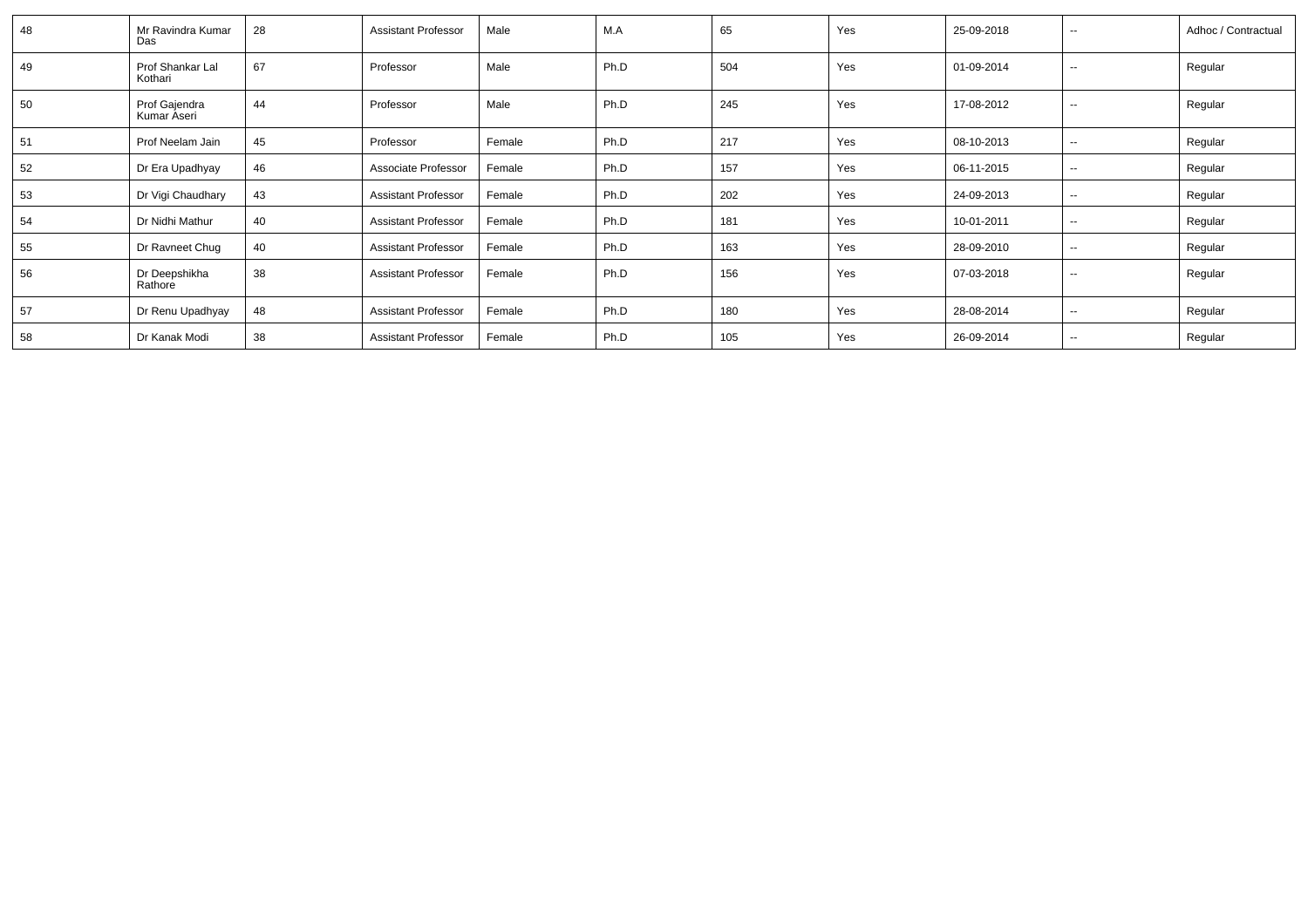| | | | | | | | | | | |
|---|---|---|---|---|---|---|---|---|---|---|
| 48 | Mr Ravindra Kumar Das | 28 | Assistant Professor | Male | M.A | 65 | Yes | 25-09-2018 | -- | Adhoc / Contractual |
| 49 | Prof Shankar Lal Kothari | 67 | Professor | Male | Ph.D | 504 | Yes | 01-09-2014 | -- | Regular |
| 50 | Prof Gajendra Kumar Aseri | 44 | Professor | Male | Ph.D | 245 | Yes | 17-08-2012 | -- | Regular |
| 51 | Prof Neelam Jain | 45 | Professor | Female | Ph.D | 217 | Yes | 08-10-2013 | -- | Regular |
| 52 | Dr Era Upadhyay | 46 | Associate Professor | Female | Ph.D | 157 | Yes | 06-11-2015 | -- | Regular |
| 53 | Dr Vigi Chaudhary | 43 | Assistant Professor | Female | Ph.D | 202 | Yes | 24-09-2013 | -- | Regular |
| 54 | Dr Nidhi Mathur | 40 | Assistant Professor | Female | Ph.D | 181 | Yes | 10-01-2011 | -- | Regular |
| 55 | Dr Ravneet Chug | 40 | Assistant Professor | Female | Ph.D | 163 | Yes | 28-09-2010 | -- | Regular |
| 56 | Dr Deepshikha Rathore | 38 | Assistant Professor | Female | Ph.D | 156 | Yes | 07-03-2018 | -- | Regular |
| 57 | Dr Renu Upadhyay | 48 | Assistant Professor | Female | Ph.D | 180 | Yes | 28-08-2014 | -- | Regular |
| 58 | Dr Kanak Modi | 38 | Assistant Professor | Female | Ph.D | 105 | Yes | 26-09-2014 | -- | Regular |